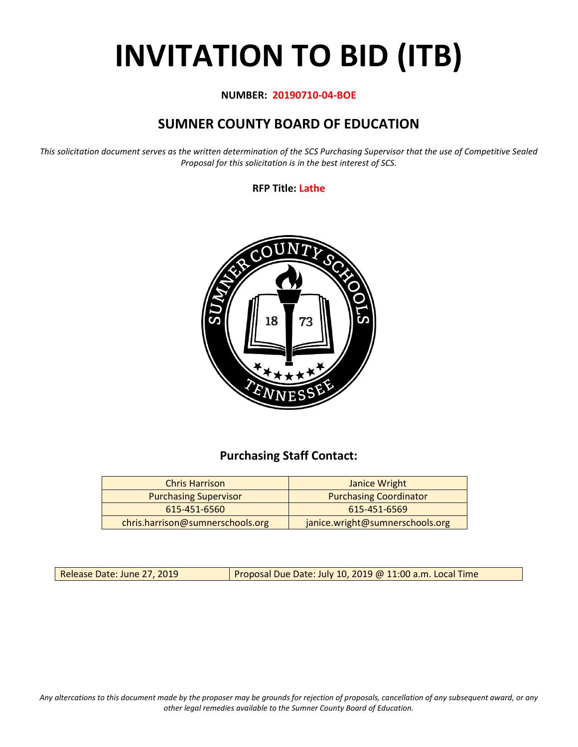# INVITATION TO BID (ITB)

**NUMBER: 20190710-04-BOE**

## SUMNER COUNTY BOARD OF EDUCATION

*This solicitation document serves as the written determination of the SCS Purchasing Supervisor that the use of Competitive Sealed Proposal for this solicitation is in the best interest of SCS.*

**RFP Title: Lathe**

### Purchasing Staff Contact:

| Chris Harrison | Janice Wright |
|---|---|
| Purchasing Supervisor | Purchasing Coordinator |
| 615-451-6560 | 615-451-6569 |
| chris.harrison@sumnerschools.org | janice.wright@sumnerschools.org |

| Release Date: June 27, 2019 | Proposal Due Date: July 10, 2019 @ 11:00 a.m. Local Time |
|---|---|

*Any altercations to this document made by the proposer may be grounds for rejection of proposals, cancellation of any subsequent award, or any other legal remedies available to the Sumner County Board of Education.*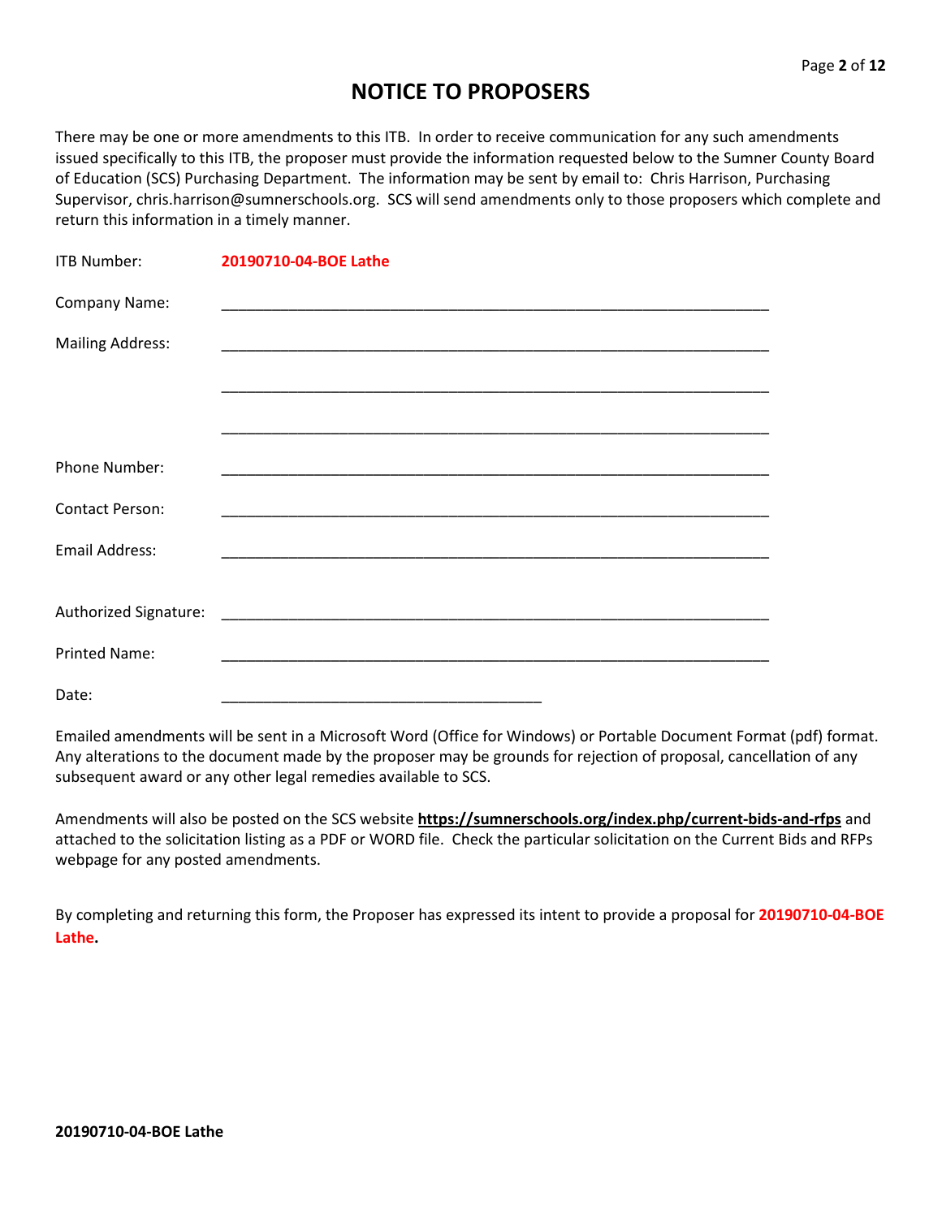# NOTICE TO PROPOSERS

There may be one or more amendments to this ITB. In order to receive communication for any such amendments issued specifically to this ITB, the proposer must provide the information requested below to the Sumner County Board of Education (SCS) Purchasing Department. The information may be sent by email to: Chris Harrison, Purchasing Supervisor, chris.harrison@sumnerschools.org. SCS will send amendments only to those proposers which complete and return this information in a timely manner.

ITB Number: **20190710-04-BOE Lathe**

Company Name: ___________________________________________________________________

Mailing Address: ___________________________________________________________________

___________________________________________________________________

___________________________________________________________________

Phone Number: ___________________________________________________________________

Contact Person: ___________________________________________________________________

Email Address: ___________________________________________________________________

Authorized Signature: ___________________________________________________________________

Printed Name: ___________________________________________________________________

Date: _______________________________________

Emailed amendments will be sent in a Microsoft Word (Office for Windows) or Portable Document Format (pdf) format. Any alterations to the document made by the proposer may be grounds for rejection of proposal, cancellation of any subsequent award or any other legal remedies available to SCS.

Amendments will also be posted on the SCS website **https://sumnerschools.org/index.php/current-bids-and-rfps** and attached to the solicitation listing as a PDF or WORD file. Check the particular solicitation on the Current Bids and RFPs webpage for any posted amendments.

By completing and returning this form, the Proposer has expressed its intent to provide a proposal for **20190710-04-BOE Lathe.**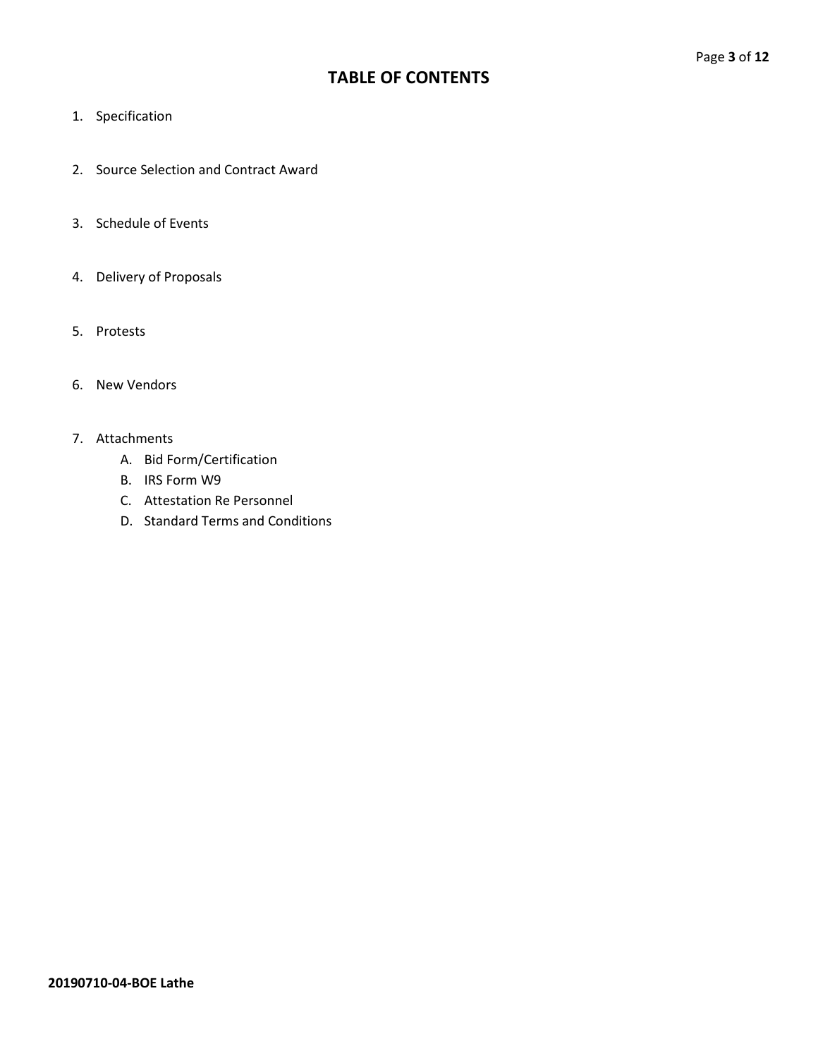# TABLE OF CONTENTS

1. Specification

2. Source Selection and Contract Award

3. Schedule of Events

4. Delivery of Proposals

5. Protests

6. New Vendors

7. Attachments
   A. Bid Form/Certification
   B. IRS Form W9
   C. Attestation Re Personnel
   D. Standard Terms and Conditions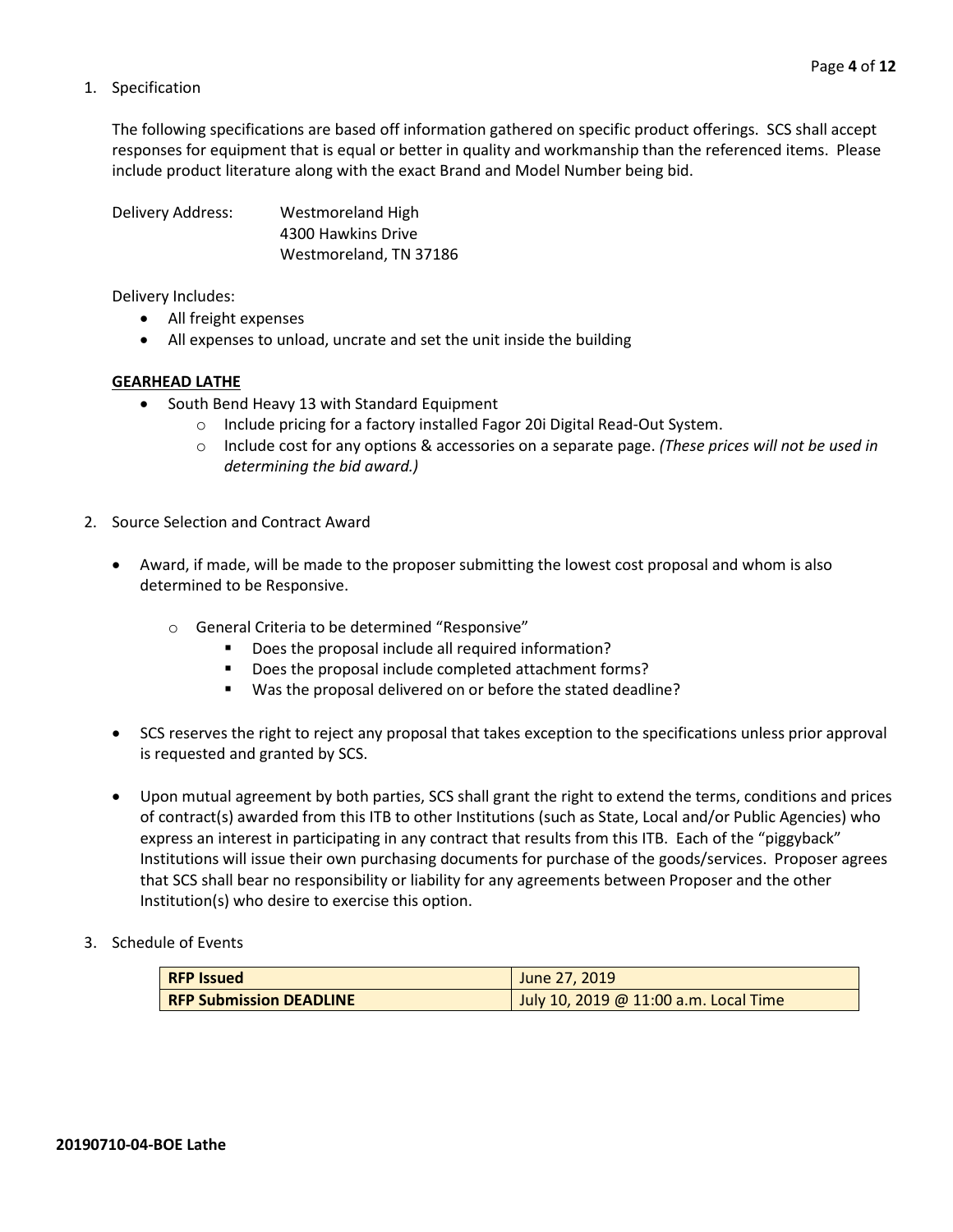1. Specification

   The following specifications are based off information gathered on specific product offerings. SCS shall accept responses for equipment that is equal or better in quality and workmanship than the referenced items. Please include product literature along with the exact Brand and Model Number being bid.

   Delivery Address: Westmoreland High
   4300 Hawkins Drive
   Westmoreland, TN 37186

   Delivery Includes:
   - All freight expenses
   - All expenses to unload, uncrate and set the unit inside the building

   **GEARHEAD LATHE**
   - South Bend Heavy 13 with Standard Equipment
     - Include pricing for a factory installed Fagor 20i Digital Read-Out System.
     - Include cost for any options & accessories on a separate page. *(These prices will not be used in determining the bid award.)*

2. Source Selection and Contract Award

   - Award, if made, will be made to the proposer submitting the lowest cost proposal and whom is also determined to be Responsive.
     - General Criteria to be determined "Responsive"
       - Does the proposal include all required information?
       - Does the proposal include completed attachment forms?
       - Was the proposal delivered on or before the stated deadline?
   - SCS reserves the right to reject any proposal that takes exception to the specifications unless prior approval is requested and granted by SCS.
   - Upon mutual agreement by both parties, SCS shall grant the right to extend the terms, conditions and prices of contract(s) awarded from this ITB to other Institutions (such as State, Local and/or Public Agencies) who express an interest in participating in any contract that results from this ITB. Each of the "piggyback" Institutions will issue their own purchasing documents for purchase of the goods/services. Proposer agrees that SCS shall bear no responsibility or liability for any agreements between Proposer and the other Institution(s) who desire to exercise this option.

3. Schedule of Events

| **RFP Issued** | June 27, 2019 |
|---|---|
| **RFP Submission DEADLINE** | July 10, 2019 @ 11:00 a.m. Local Time |

**20190710-04-BOE Lathe**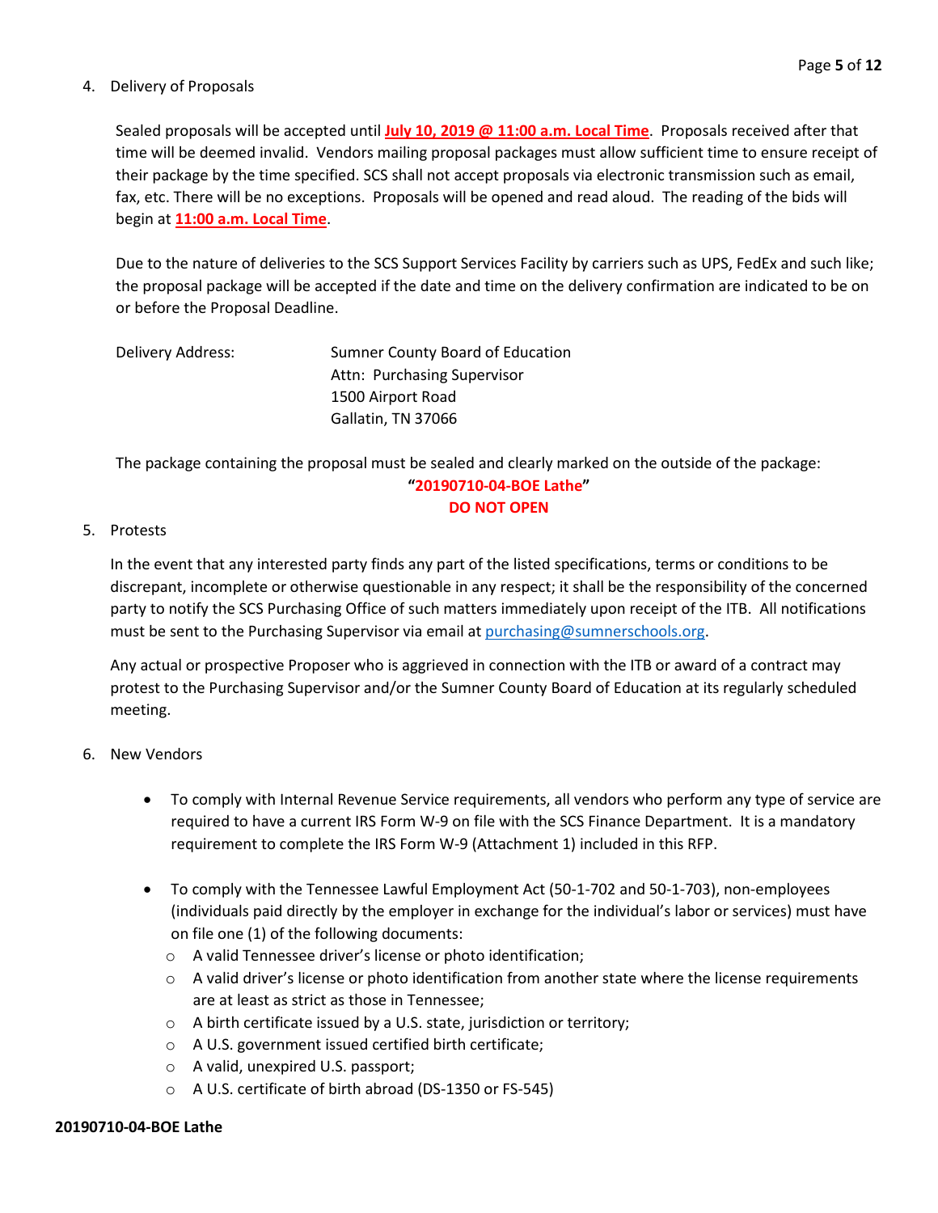4. Delivery of Proposals

   Sealed proposals will be accepted until **July 10, 2019 @ 11:00 a.m. Local Time**. Proposals received after that time will be deemed invalid. Vendors mailing proposal packages must allow sufficient time to ensure receipt of their package by the time specified. SCS shall not accept proposals via electronic transmission such as email, fax, etc. There will be no exceptions. Proposals will be opened and read aloud. The reading of the bids will begin at **11:00 a.m. Local Time**.

   Due to the nature of deliveries to the SCS Support Services Facility by carriers such as UPS, FedEx and such like; the proposal package will be accepted if the date and time on the delivery confirmation are indicated to be on or before the Proposal Deadline.

   Delivery Address:
   Sumner County Board of Education
   Attn: Purchasing Supervisor
   1500 Airport Road
   Gallatin, TN 37066

   The package containing the proposal must be sealed and clearly marked on the outside of the package:

   **"20190710-04-BOE Lathe"**
   **DO NOT OPEN**

5. Protests

   In the event that any interested party finds any part of the listed specifications, terms or conditions to be discrepant, incomplete or otherwise questionable in any respect; it shall be the responsibility of the concerned party to notify the SCS Purchasing Office of such matters immediately upon receipt of the ITB. All notifications must be sent to the Purchasing Supervisor via email at purchasing@sumnerschools.org.

   Any actual or prospective Proposer who is aggrieved in connection with the ITB or award of a contract may protest to the Purchasing Supervisor and/or the Sumner County Board of Education at its regularly scheduled meeting.

6. New Vendors

   - To comply with Internal Revenue Service requirements, all vendors who perform any type of service are required to have a current IRS Form W-9 on file with the SCS Finance Department. It is a mandatory requirement to complete the IRS Form W-9 (Attachment 1) included in this RFP.
   - To comply with the Tennessee Lawful Employment Act (50-1-702 and 50-1-703), non-employees (individuals paid directly by the employer in exchange for the individual's labor or services) must have on file one (1) of the following documents:
     - A valid Tennessee driver's license or photo identification;
     - A valid driver's license or photo identification from another state where the license requirements are at least as strict as those in Tennessee;
     - A birth certificate issued by a U.S. state, jurisdiction or territory;
     - A U.S. government issued certified birth certificate;
     - A valid, unexpired U.S. passport;
     - A U.S. certificate of birth abroad (DS-1350 or FS-545)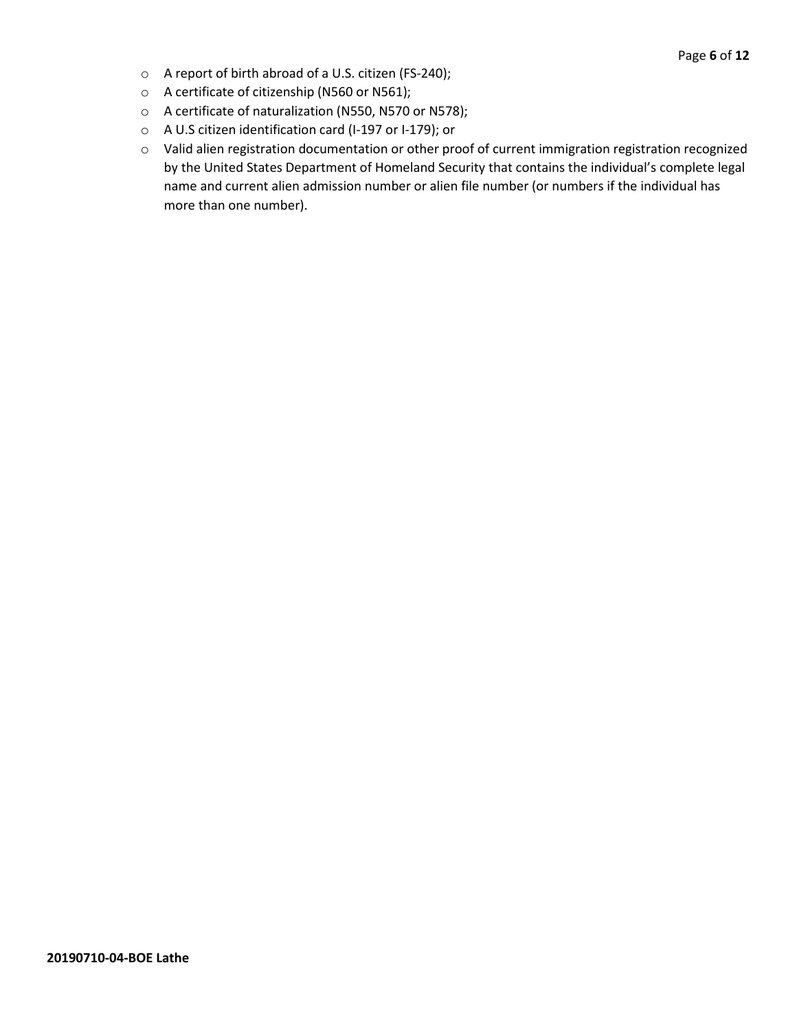- A report of birth abroad of a U.S. citizen (FS-240);
- A certificate of citizenship (N560 or N561);
- A certificate of naturalization (N550, N570 or N578);
- A U.S citizen identification card (I-197 or I-179); or
- Valid alien registration documentation or other proof of current immigration registration recognized by the United States Department of Homeland Security that contains the individual's complete legal name and current alien admission number or alien file number (or numbers if the individual has more than one number).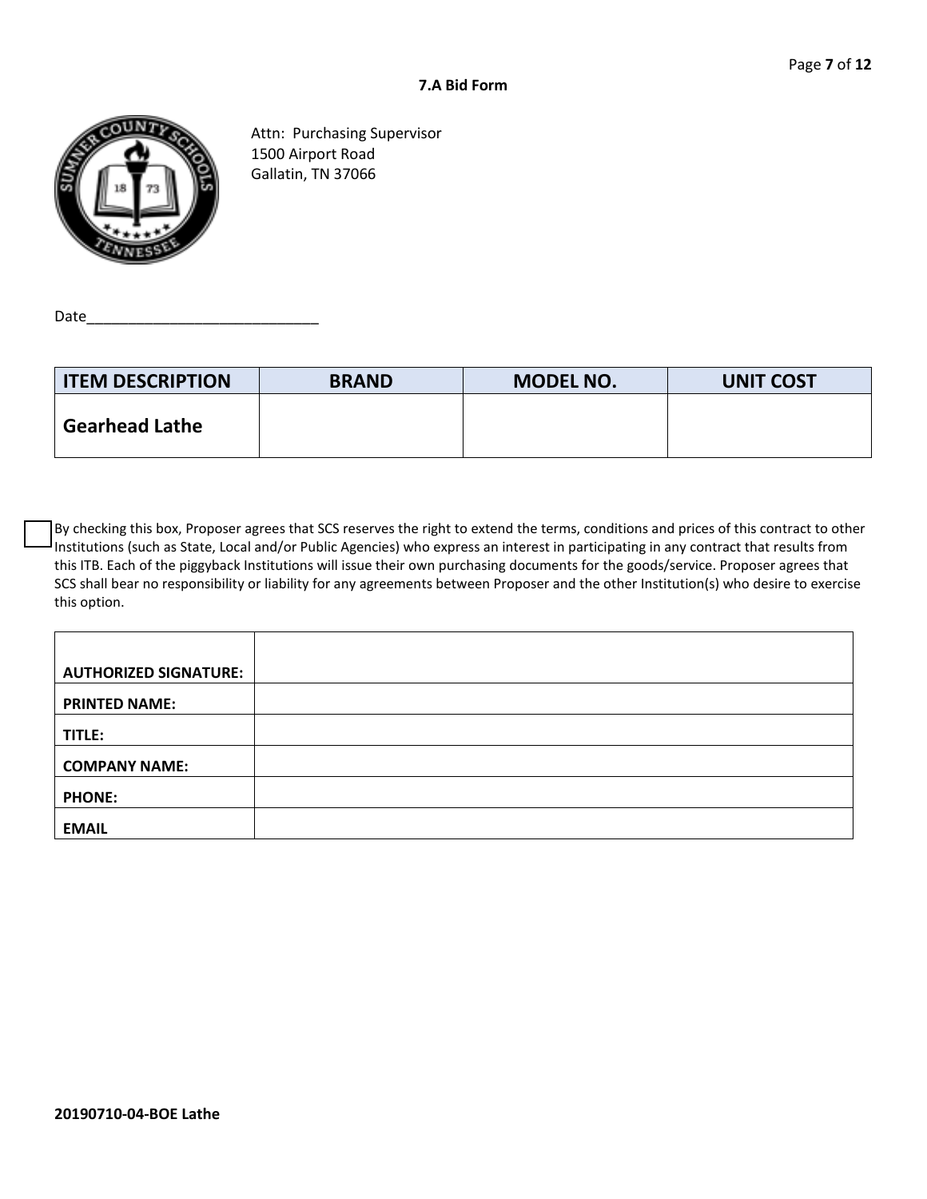## 7.A Bid Form

Attn: Purchasing Supervisor
1500 Airport Road
Gallatin, TN 37066

Date____________________________

| ITEM DESCRIPTION | BRAND | MODEL NO. | UNIT COST |
|---|---|---|---|
| **Gearhead Lathe** | | | |

☐ By checking this box, Proposer agrees that SCS reserves the right to extend the terms, conditions and prices of this contract to other Institutions (such as State, Local and/or Public Agencies) who express an interest in participating in any contract that results from this ITB. Each of the piggyback Institutions will issue their own purchasing documents for the goods/service. Proposer agrees that SCS shall bear no responsibility or liability for any agreements between Proposer and the other Institution(s) who desire to exercise this option.

| | |
|---|---|
| **AUTHORIZED SIGNATURE:** | |
| **PRINTED NAME:** | |
| **TITLE:** | |
| **COMPANY NAME:** | |
| **PHONE:** | |
| **EMAIL** | |

**20190710-04-BOE Lathe**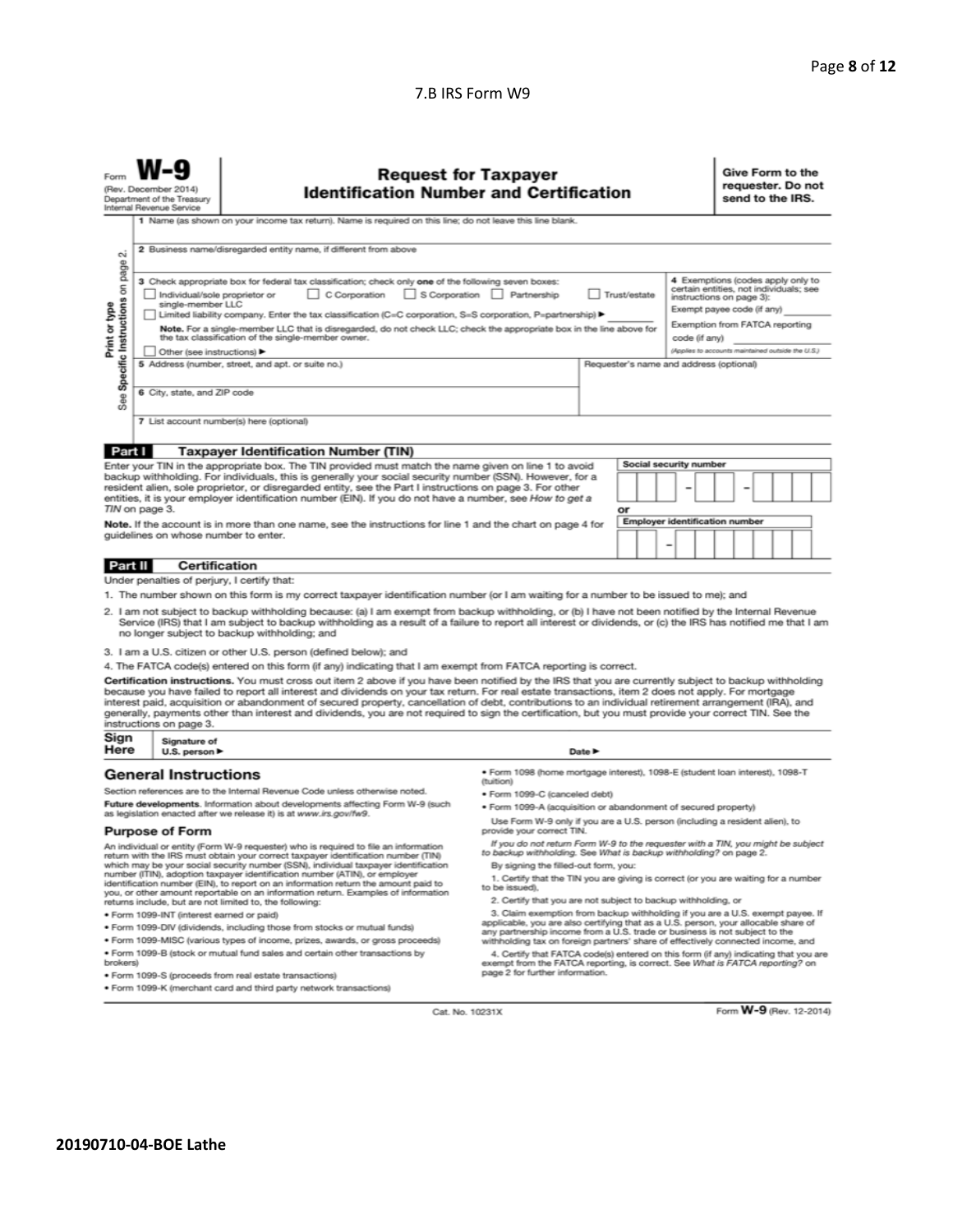## 7.B IRS Form W9

Form **W-9**
(Rev. December 2014)
Department of the Treasury
Internal Revenue Service

# Request for Taxpayer Identification Number and Certification

**Give Form to the requester. Do not send to the IRS.**

Print or type
See Specific Instructions on page 2.

1 Name (as shown on your income tax return). Name is required on this line; do not leave this line blank.

2 Business name/disregarded entity name, if different from above

3 Check appropriate box for federal tax classification; check only **one** of the following seven boxes:

- ☐ Individual/sole proprietor or single-member LLC
- ☐ C Corporation
- ☐ S Corporation
- ☐ Partnership
- ☐ Trust/estate
- ☐ Limited liability company. Enter the tax classification (C=C corporation, S=S corporation, P=partnership) ► ________

**Note.** For a single-member LLC that is disregarded, do not check LLC; check the appropriate box in the line above for the tax classification of the single-member owner.

- ☐ Other (see instructions) ►

4 Exemptions (codes apply only to certain entities, not individuals; see instructions on page 3):

Exempt payee code (if any) ________

Exemption from FATCA reporting code (if any) ________

*(Applies to accounts maintained outside the U.S.)*

5 Address (number, street, and apt. or suite no.)

Requester's name and address (optional)

6 City, state, and ZIP code

7 List account number(s) here (optional)

## Part I Taxpayer Identification Number (TIN)

Enter your TIN in the appropriate box. The TIN provided must match the name given on line 1 to avoid backup withholding. For individuals, this is generally your social security number (SSN). However, for a resident alien, sole proprietor, or disregarded entity, see the Part I instructions on page 3. For other entities, it is your employer identification number (EIN). If you do not have a number, see *How to get a TIN* on page 3.

**Note.** If the account is in more than one name, see the instructions for line 1 and the chart on page 4 for guidelines on whose number to enter.

**Social security number**

☐☐☐ – ☐☐ – ☐☐☐☐

**or**

**Employer identification number**

☐☐ – ☐☐☐☐☐☐☐

## Part II Certification

Under penalties of perjury, I certify that:

1. The number shown on this form is my correct taxpayer identification number (or I am waiting for a number to be issued to me); and
2. I am not subject to backup withholding because: (a) I am exempt from backup withholding, or (b) I have not been notified by the Internal Revenue Service (IRS) that I am subject to backup withholding as a result of a failure to report all interest or dividends, or (c) the IRS has notified me that I am no longer subject to backup withholding; and
3. I am a U.S. citizen or other U.S. person (defined below); and
4. The FATCA code(s) entered on this form (if any) indicating that I am exempt from FATCA reporting is correct.

**Certification instructions.** You must cross out item 2 above if you have been notified by the IRS that you are currently subject to backup withholding because you have failed to report all interest and dividends on your tax return. For real estate transactions, item 2 does not apply. For mortgage interest paid, acquisition or abandonment of secured property, cancellation of debt, contributions to an individual retirement arrangement (IRA), and generally, payments other than interest and dividends, you are not required to sign the certification, but you must provide your correct TIN. See the instructions on page 3.

**Sign Here** Signature of U.S. person ► Date ►

## General Instructions

Section references are to the Internal Revenue Code unless otherwise noted.

**Future developments.** Information about developments affecting Form W-9 (such as legislation enacted after we release it) is at *www.irs.gov/fw9*.

### Purpose of Form

An individual or entity (Form W-9 requester) who is required to file an information return with the IRS must obtain your correct taxpayer identification number (TIN) which may be your social security number (SSN), individual taxpayer identification number (ITIN), adoption taxpayer identification number (ATIN), or employer identification number (EIN), to report on an information return the amount paid to you, or other amount reportable on an information return. Examples of information returns include, but are not limited to, the following:

- Form 1099-INT (interest earned or paid)
- Form 1099-DIV (dividends, including those from stocks or mutual funds)
- Form 1099-MISC (various types of income, prizes, awards, or gross proceeds)
- Form 1099-B (stock or mutual fund sales and certain other transactions by brokers)
- Form 1099-S (proceeds from real estate transactions)
- Form 1099-K (merchant card and third party network transactions)
- Form 1098 (home mortgage interest), 1098-E (student loan interest), 1098-T (tuition)
- Form 1099-C (canceled debt)
- Form 1099-A (acquisition or abandonment of secured property)

Use Form W-9 only if you are a U.S. person (including a resident alien), to provide your correct TIN.

*If you do not return Form W-9 to the requester with a TIN, you might be subject to backup withholding. See What is backup withholding? on page 2.*

By signing the filled-out form, you:

1. Certify that the TIN you are giving is correct (or you are waiting for a number to be issued),
2. Certify that you are not subject to backup withholding, or
3. Claim exemption from backup withholding if you are a U.S. exempt payee. If applicable, you are also certifying that as a U.S. person, your allocable share of any partnership income from a U.S. trade or business is not subject to the withholding tax on foreign partners' share of effectively connected income, and
4. Certify that FATCA code(s) entered on this form (if any) indicating that you are exempt from the FATCA reporting, is correct. See *What is FATCA reporting?* on page 2 for further information.

Cat. No. 10231X

Form **W-9** (Rev. 12-2014)

**20190710-04-BOE Lathe**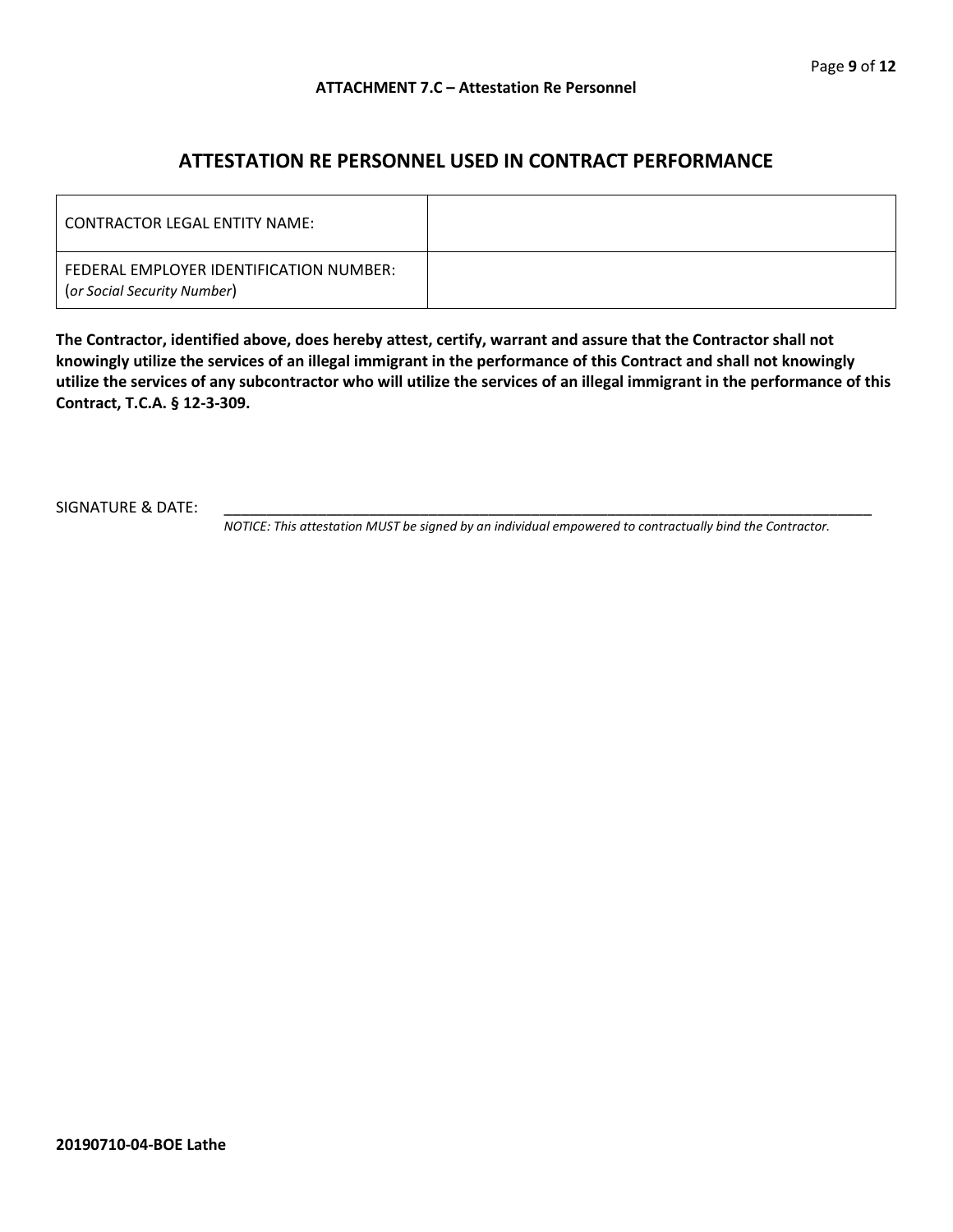**ATTACHMENT 7.C – Attestation Re Personnel**

# ATTESTATION RE PERSONNEL USED IN CONTRACT PERFORMANCE

| | |
|---|---|
| CONTRACTOR LEGAL ENTITY NAME: | |
| FEDERAL EMPLOYER IDENTIFICATION NUMBER: (*or Social Security Number*) | |

**The Contractor, identified above, does hereby attest, certify, warrant and assure that the Contractor shall not knowingly utilize the services of an illegal immigrant in the performance of this Contract and shall not knowingly utilize the services of any subcontractor who will utilize the services of an illegal immigrant in the performance of this Contract, T.C.A. § 12-3-309.**

SIGNATURE & DATE: ______________________________________________________________________

*NOTICE: This attestation MUST be signed by an individual empowered to contractually bind the Contractor.*

**20190710-04-BOE Lathe**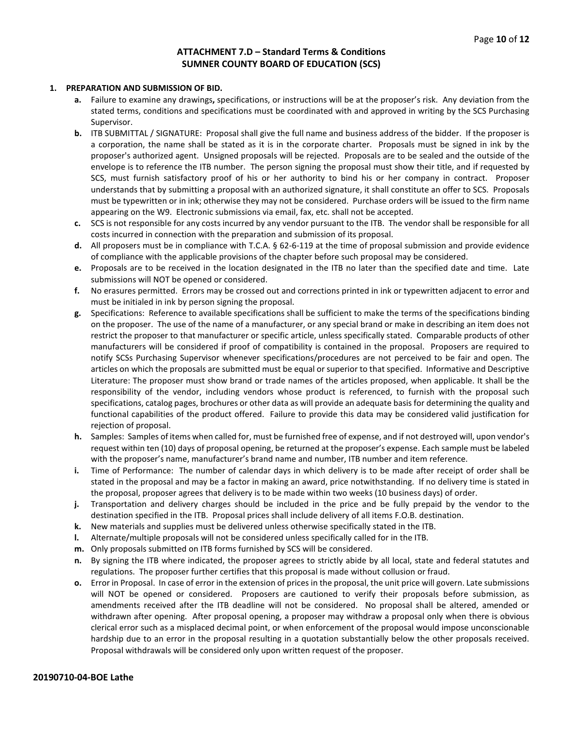## ATTACHMENT 7.D – Standard Terms & Conditions
## SUMNER COUNTY BOARD OF EDUCATION (SCS)

**1. PREPARATION AND SUBMISSION OF BID.**

- **a.** Failure to examine any drawings**,** specifications, or instructions will be at the proposer's risk. Any deviation from the stated terms, conditions and specifications must be coordinated with and approved in writing by the SCS Purchasing Supervisor.
- **b.** ITB SUBMITTAL / SIGNATURE: Proposal shall give the full name and business address of the bidder. If the proposer is a corporation, the name shall be stated as it is in the corporate charter. Proposals must be signed in ink by the proposer's authorized agent. Unsigned proposals will be rejected. Proposals are to be sealed and the outside of the envelope is to reference the ITB number. The person signing the proposal must show their title, and if requested by SCS, must furnish satisfactory proof of his or her authority to bind his or her company in contract. Proposer understands that by submitting a proposal with an authorized signature, it shall constitute an offer to SCS. Proposals must be typewritten or in ink; otherwise they may not be considered. Purchase orders will be issued to the firm name appearing on the W9. Electronic submissions via email, fax, etc. shall not be accepted.
- **c.** SCS is not responsible for any costs incurred by any vendor pursuant to the ITB. The vendor shall be responsible for all costs incurred in connection with the preparation and submission of its proposal.
- **d.** All proposers must be in compliance with T.C.A. § 62-6-119 at the time of proposal submission and provide evidence of compliance with the applicable provisions of the chapter before such proposal may be considered.
- **e.** Proposals are to be received in the location designated in the ITB no later than the specified date and time. Late submissions will NOT be opened or considered.
- **f.** No erasures permitted. Errors may be crossed out and corrections printed in ink or typewritten adjacent to error and must be initialed in ink by person signing the proposal.
- **g.** Specifications: Reference to available specifications shall be sufficient to make the terms of the specifications binding on the proposer. The use of the name of a manufacturer, or any special brand or make in describing an item does not restrict the proposer to that manufacturer or specific article, unless specifically stated. Comparable products of other manufacturers will be considered if proof of compatibility is contained in the proposal. Proposers are required to notify SCSs Purchasing Supervisor whenever specifications/procedures are not perceived to be fair and open. The articles on which the proposals are submitted must be equal or superior to that specified. Informative and Descriptive Literature: The proposer must show brand or trade names of the articles proposed, when applicable. It shall be the responsibility of the vendor, including vendors whose product is referenced, to furnish with the proposal such specifications, catalog pages, brochures or other data as will provide an adequate basis for determining the quality and functional capabilities of the product offered. Failure to provide this data may be considered valid justification for rejection of proposal.
- **h.** Samples: Samples of items when called for, must be furnished free of expense, and if not destroyed will, upon vendor's request within ten (10) days of proposal opening, be returned at the proposer's expense. Each sample must be labeled with the proposer's name, manufacturer's brand name and number, ITB number and item reference.
- **i.** Time of Performance: The number of calendar days in which delivery is to be made after receipt of order shall be stated in the proposal and may be a factor in making an award, price notwithstanding. If no delivery time is stated in the proposal, proposer agrees that delivery is to be made within two weeks (10 business days) of order.
- **j.** Transportation and delivery charges should be included in the price and be fully prepaid by the vendor to the destination specified in the ITB. Proposal prices shall include delivery of all items F.O.B. destination.
- **k.** New materials and supplies must be delivered unless otherwise specifically stated in the ITB.
- **l.** Alternate/multiple proposals will not be considered unless specifically called for in the ITB.
- **m.** Only proposals submitted on ITB forms furnished by SCS will be considered.
- **n.** By signing the ITB where indicated, the proposer agrees to strictly abide by all local, state and federal statutes and regulations. The proposer further certifies that this proposal is made without collusion or fraud.
- **o.** Error in Proposal. In case of error in the extension of prices in the proposal, the unit price will govern. Late submissions will NOT be opened or considered. Proposers are cautioned to verify their proposals before submission, as amendments received after the ITB deadline will not be considered. No proposal shall be altered, amended or withdrawn after opening. After proposal opening, a proposer may withdraw a proposal only when there is obvious clerical error such as a misplaced decimal point, or when enforcement of the proposal would impose unconscionable hardship due to an error in the proposal resulting in a quotation substantially below the other proposals received. Proposal withdrawals will be considered only upon written request of the proposer.

**20190710-04-BOE Lathe**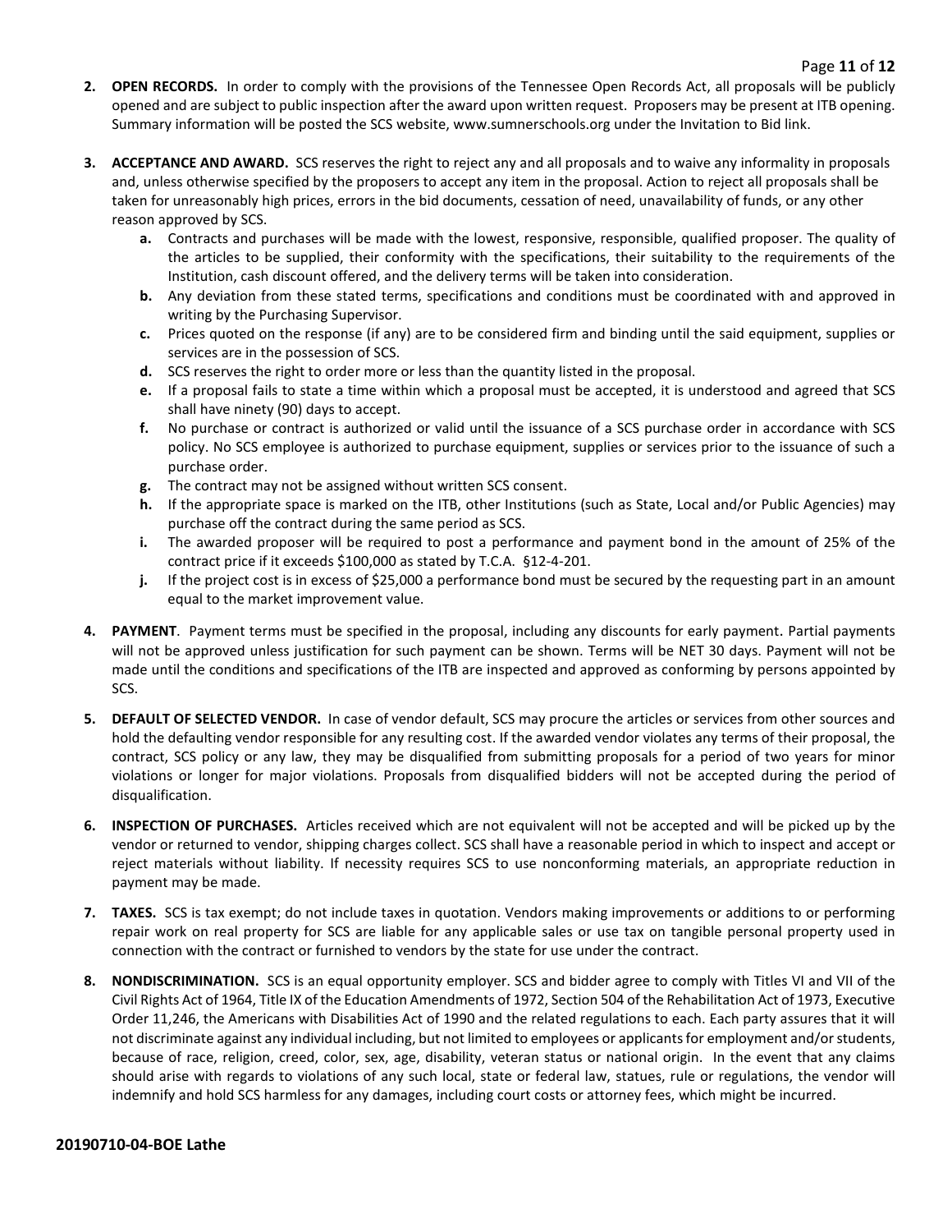2. **OPEN RECORDS.** In order to comply with the provisions of the Tennessee Open Records Act, all proposals will be publicly opened and are subject to public inspection after the award upon written request. Proposers may be present at ITB opening. Summary information will be posted the SCS website, www.sumnerschools.org under the Invitation to Bid link.

3. **ACCEPTANCE AND AWARD.** SCS reserves the right to reject any and all proposals and to waive any informality in proposals and, unless otherwise specified by the proposers to accept any item in the proposal. Action to reject all proposals shall be taken for unreasonably high prices, errors in the bid documents, cessation of need, unavailability of funds, or any other reason approved by SCS.
   - **a.** Contracts and purchases will be made with the lowest, responsive, responsible, qualified proposer. The quality of the articles to be supplied, their conformity with the specifications, their suitability to the requirements of the Institution, cash discount offered, and the delivery terms will be taken into consideration.
   - **b.** Any deviation from these stated terms, specifications and conditions must be coordinated with and approved in writing by the Purchasing Supervisor.
   - **c.** Prices quoted on the response (if any) are to be considered firm and binding until the said equipment, supplies or services are in the possession of SCS.
   - **d.** SCS reserves the right to order more or less than the quantity listed in the proposal.
   - **e.** If a proposal fails to state a time within which a proposal must be accepted, it is understood and agreed that SCS shall have ninety (90) days to accept.
   - **f.** No purchase or contract is authorized or valid until the issuance of a SCS purchase order in accordance with SCS policy. No SCS employee is authorized to purchase equipment, supplies or services prior to the issuance of such a purchase order.
   - **g.** The contract may not be assigned without written SCS consent.
   - **h.** If the appropriate space is marked on the ITB, other Institutions (such as State, Local and/or Public Agencies) may purchase off the contract during the same period as SCS.
   - **i.** The awarded proposer will be required to post a performance and payment bond in the amount of 25% of the contract price if it exceeds $100,000 as stated by T.C.A. §12-4-201.
   - **j.** If the project cost is in excess of $25,000 a performance bond must be secured by the requesting part in an amount equal to the market improvement value.

4. **PAYMENT**. Payment terms must be specified in the proposal, including any discounts for early payment. Partial payments will not be approved unless justification for such payment can be shown. Terms will be NET 30 days. Payment will not be made until the conditions and specifications of the ITB are inspected and approved as conforming by persons appointed by SCS.

5. **DEFAULT OF SELECTED VENDOR.** In case of vendor default, SCS may procure the articles or services from other sources and hold the defaulting vendor responsible for any resulting cost. If the awarded vendor violates any terms of their proposal, the contract, SCS policy or any law, they may be disqualified from submitting proposals for a period of two years for minor violations or longer for major violations. Proposals from disqualified bidders will not be accepted during the period of disqualification.

6. **INSPECTION OF PURCHASES.** Articles received which are not equivalent will not be accepted and will be picked up by the vendor or returned to vendor, shipping charges collect. SCS shall have a reasonable period in which to inspect and accept or reject materials without liability. If necessity requires SCS to use nonconforming materials, an appropriate reduction in payment may be made.

7. **TAXES.** SCS is tax exempt; do not include taxes in quotation. Vendors making improvements or additions to or performing repair work on real property for SCS are liable for any applicable sales or use tax on tangible personal property used in connection with the contract or furnished to vendors by the state for use under the contract.

8. **NONDISCRIMINATION.** SCS is an equal opportunity employer. SCS and bidder agree to comply with Titles VI and VII of the Civil Rights Act of 1964, Title IX of the Education Amendments of 1972, Section 504 of the Rehabilitation Act of 1973, Executive Order 11,246, the Americans with Disabilities Act of 1990 and the related regulations to each. Each party assures that it will not discriminate against any individual including, but not limited to employees or applicants for employment and/or students, because of race, religion, creed, color, sex, age, disability, veteran status or national origin. In the event that any claims should arise with regards to violations of any such local, state or federal law, statues, rule or regulations, the vendor will indemnify and hold SCS harmless for any damages, including court costs or attorney fees, which might be incurred.

**20190710-04-BOE Lathe**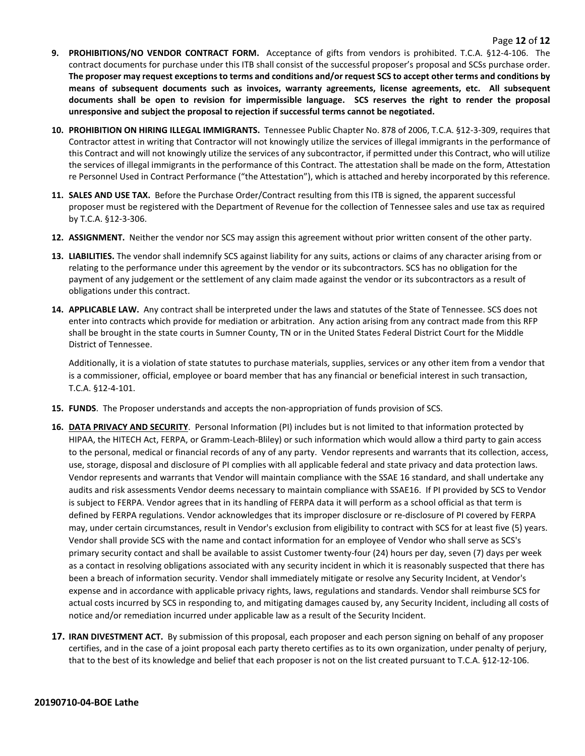9. **PROHIBITIONS/NO VENDOR CONTRACT FORM.** Acceptance of gifts from vendors is prohibited. T.C.A. §12-4-106. The contract documents for purchase under this ITB shall consist of the successful proposer's proposal and SCSs purchase order. **The proposer may request exceptions to terms and conditions and/or request SCS to accept other terms and conditions by means of subsequent documents such as invoices, warranty agreements, license agreements, etc. All subsequent documents shall be open to revision for impermissible language. SCS reserves the right to render the proposal unresponsive and subject the proposal to rejection if successful terms cannot be negotiated.**

10. **PROHIBITION ON HIRING ILLEGAL IMMIGRANTS.** Tennessee Public Chapter No. 878 of 2006, T.C.A. §12-3-309, requires that Contractor attest in writing that Contractor will not knowingly utilize the services of illegal immigrants in the performance of this Contract and will not knowingly utilize the services of any subcontractor, if permitted under this Contract, who will utilize the services of illegal immigrants in the performance of this Contract. The attestation shall be made on the form, Attestation re Personnel Used in Contract Performance ("the Attestation"), which is attached and hereby incorporated by this reference.

11. **SALES AND USE TAX.** Before the Purchase Order/Contract resulting from this ITB is signed, the apparent successful proposer must be registered with the Department of Revenue for the collection of Tennessee sales and use tax as required by T.C.A. §12-3-306.

12. **ASSIGNMENT.** Neither the vendor nor SCS may assign this agreement without prior written consent of the other party.

13. **LIABILITIES.** The vendor shall indemnify SCS against liability for any suits, actions or claims of any character arising from or relating to the performance under this agreement by the vendor or its subcontractors. SCS has no obligation for the payment of any judgement or the settlement of any claim made against the vendor or its subcontractors as a result of obligations under this contract.

14. **APPLICABLE LAW.** Any contract shall be interpreted under the laws and statutes of the State of Tennessee. SCS does not enter into contracts which provide for mediation or arbitration. Any action arising from any contract made from this RFP shall be brought in the state courts in Sumner County, TN or in the United States Federal District Court for the Middle District of Tennessee.

    Additionally, it is a violation of state statutes to purchase materials, supplies, services or any other item from a vendor that is a commissioner, official, employee or board member that has any financial or beneficial interest in such transaction, T.C.A. §12-4-101.

15. **FUNDS**. The Proposer understands and accepts the non-appropriation of funds provision of SCS.

16. **<u>DATA PRIVACY AND SECURITY</u>**. Personal Information (PI) includes but is not limited to that information protected by HIPAA, the HITECH Act, FERPA, or Gramm-Leach-Bliley) or such information which would allow a third party to gain access to the personal, medical or financial records of any of any party. Vendor represents and warrants that its collection, access, use, storage, disposal and disclosure of PI complies with all applicable federal and state privacy and data protection laws. Vendor represents and warrants that Vendor will maintain compliance with the SSAE 16 standard, and shall undertake any audits and risk assessments Vendor deems necessary to maintain compliance with SSAE16. If PI provided by SCS to Vendor is subject to FERPA. Vendor agrees that in its handling of FERPA data it will perform as a school official as that term is defined by FERPA regulations. Vendor acknowledges that its improper disclosure or re-disclosure of PI covered by FERPA may, under certain circumstances, result in Vendor's exclusion from eligibility to contract with SCS for at least five (5) years. Vendor shall provide SCS with the name and contact information for an employee of Vendor who shall serve as SCS's primary security contact and shall be available to assist Customer twenty-four (24) hours per day, seven (7) days per week as a contact in resolving obligations associated with any security incident in which it is reasonably suspected that there has been a breach of information security. Vendor shall immediately mitigate or resolve any Security Incident, at Vendor's expense and in accordance with applicable privacy rights, laws, regulations and standards. Vendor shall reimburse SCS for actual costs incurred by SCS in responding to, and mitigating damages caused by, any Security Incident, including all costs of notice and/or remediation incurred under applicable law as a result of the Security Incident.

17. **IRAN DIVESTMENT ACT.** By submission of this proposal, each proposer and each person signing on behalf of any proposer certifies, and in the case of a joint proposal each party thereto certifies as to its own organization, under penalty of perjury, that to the best of its knowledge and belief that each proposer is not on the list created pursuant to T.C.A. §12-12-106.

**20190710-04-BOE Lathe**